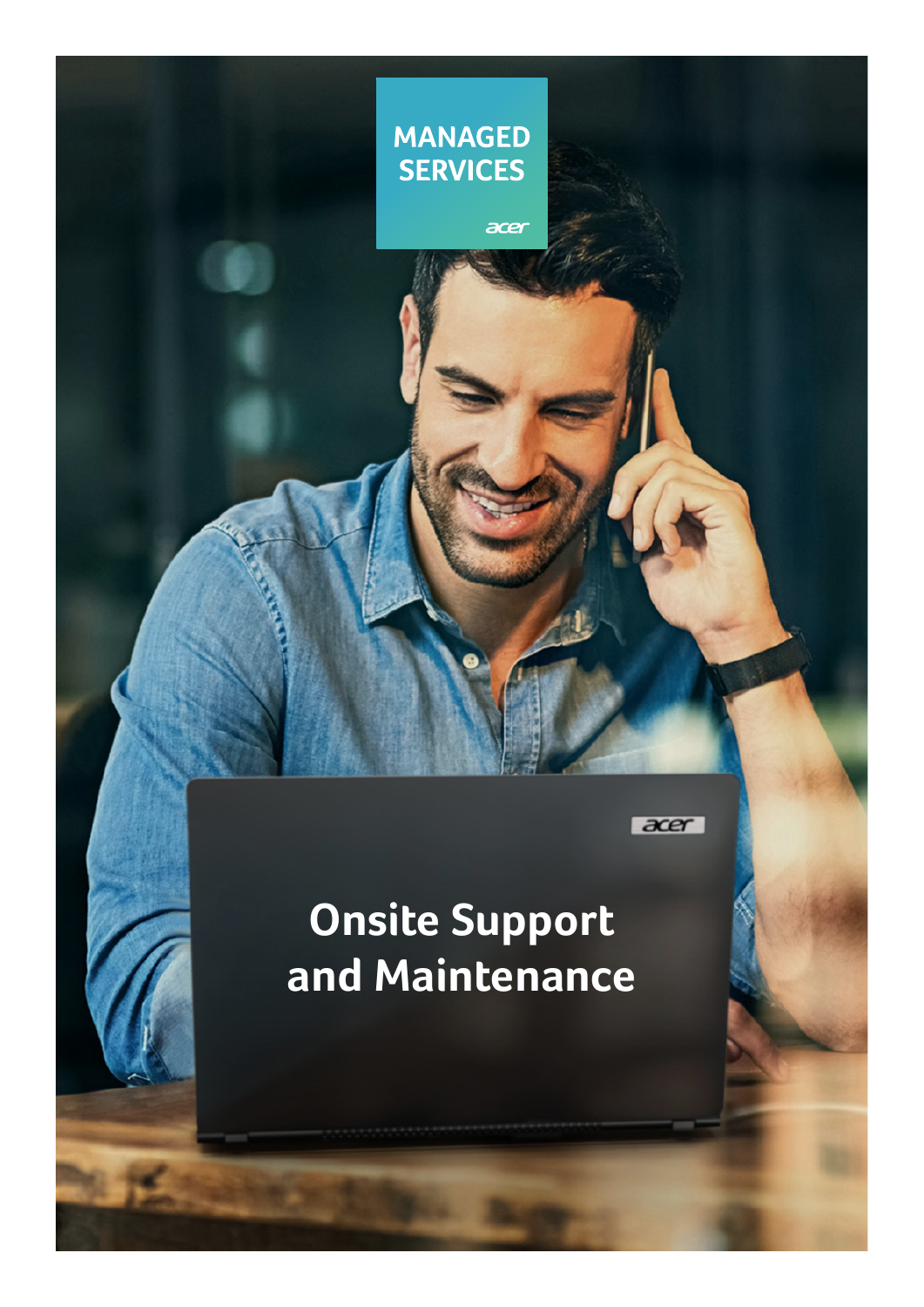MANAGED SERVICES

acer

# Onsite Support and Maintenance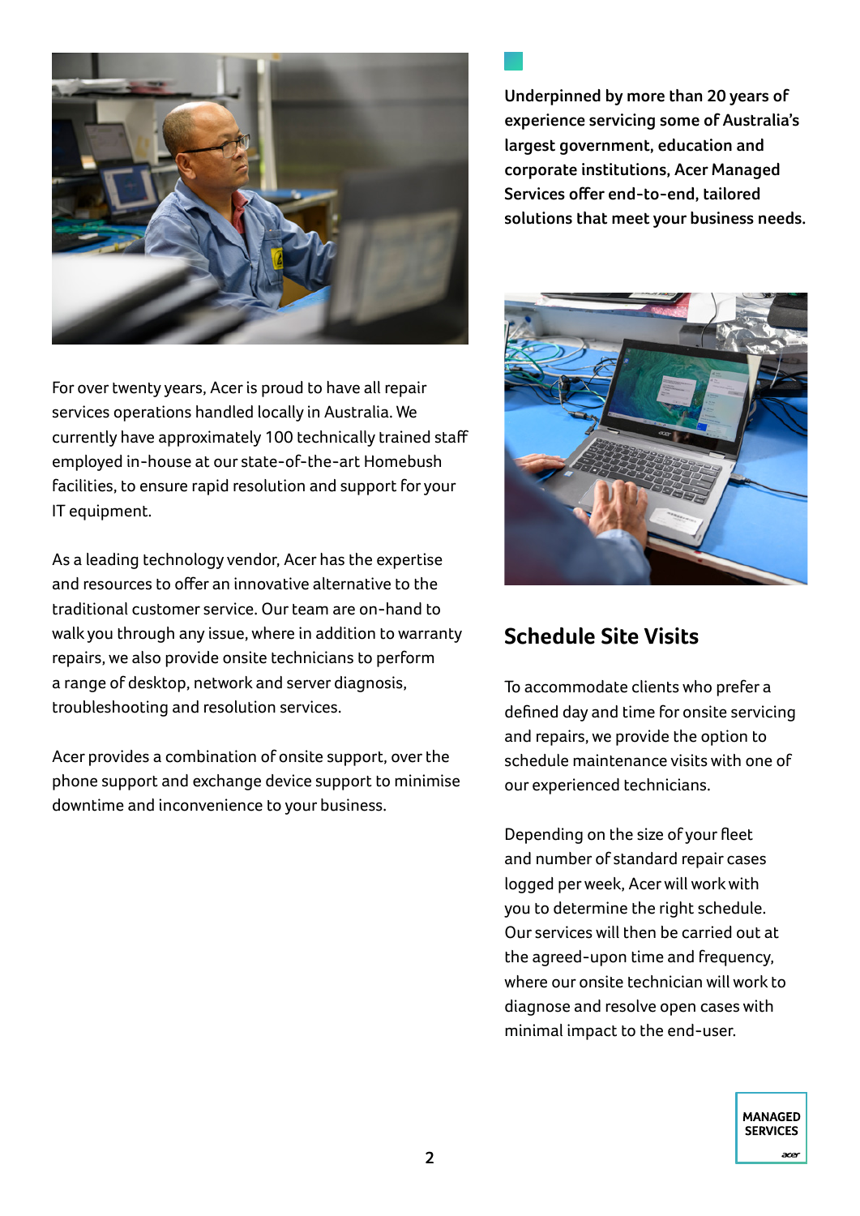For over twenty years, Acer is proud to have all repair services operations handled locally in Australia. We currently have approximately 100 technically trained staff employed in-house at our state-of-the-art Homebush facilities, to ensure rapid resolution and support for your IT equipment.

As a leading technology vendor, Acer has the expertise and resources to offer an innovative alternative to the traditional customer service. Our team are on-hand to walk you through any issue, where in addition to warranty repairs, we also provide onsite technicians to perform a range of desktop, network and server diagnosis, troubleshooting and resolution services.

Acer provides a combination of onsite support, over the phone support and exchange device support to minimise downtime and inconvenience to your business.

**Underpinned by more than 20 years of experience servicing some of Australia's largest government, education and corporate institutions, Acer Managed Services offer end-to-end, tailored solutions that meet your business needs.**

## Schedule Site Visits

To accommodate clients who prefer a defined day and time for onsite servicing and repairs, we provide the option to schedule maintenance visits with one of our experienced technicians.

Depending on the size of your fleet and number of standard repair cases logged per week, Acer will work with you to determine the right schedule. Our services will then be carried out at the agreed-upon time and frequency, where our onsite technician will work to diagnose and resolve open cases with minimal impact to the end-user.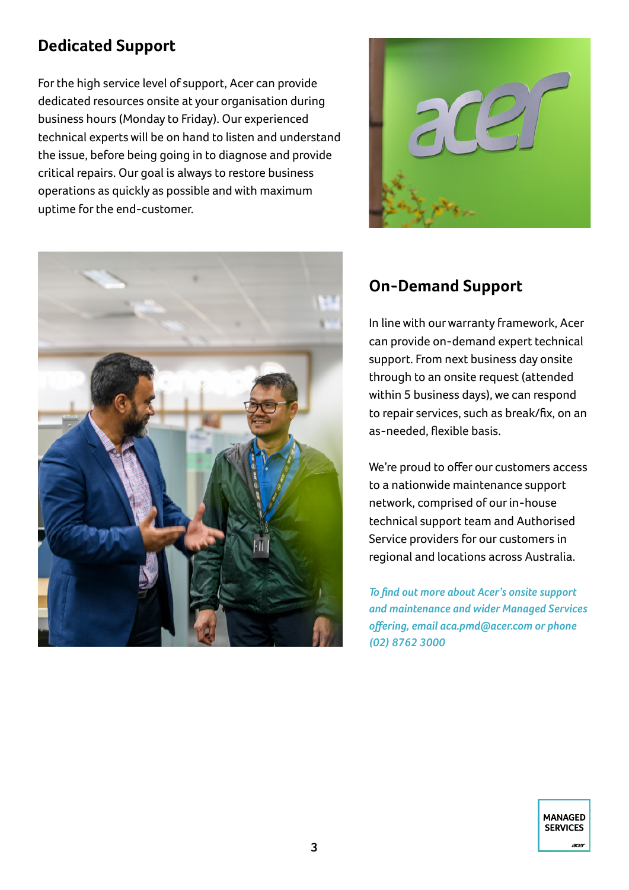## Dedicated Support

For the high service level of support, Acer can provide dedicated resources onsite at your organisation during business hours (Monday to Friday). Our experienced technical experts will be on hand to listen and understand the issue, before being going in to diagnose and provide critical repairs. Our goal is always to restore business operations as quickly as possible and with maximum uptime for the end-customer.

## On-Demand Support

In line with our warranty framework, Acer can provide on-demand expert technical support. From next business day onsite through to an onsite request (attended within 5 business days), we can respond to repair services, such as break/fix, on an as-needed, flexible basis.

We're proud to offer our customers access to a nationwide maintenance support network, comprised of our in-house technical support team and Authorised Service providers for our customers in regional and locations across Australia.

*To find out more about Acer's onsite support and maintenance and wider Managed Services offering, email aca.pmd@acer.com or phone (02) 8762 3000*